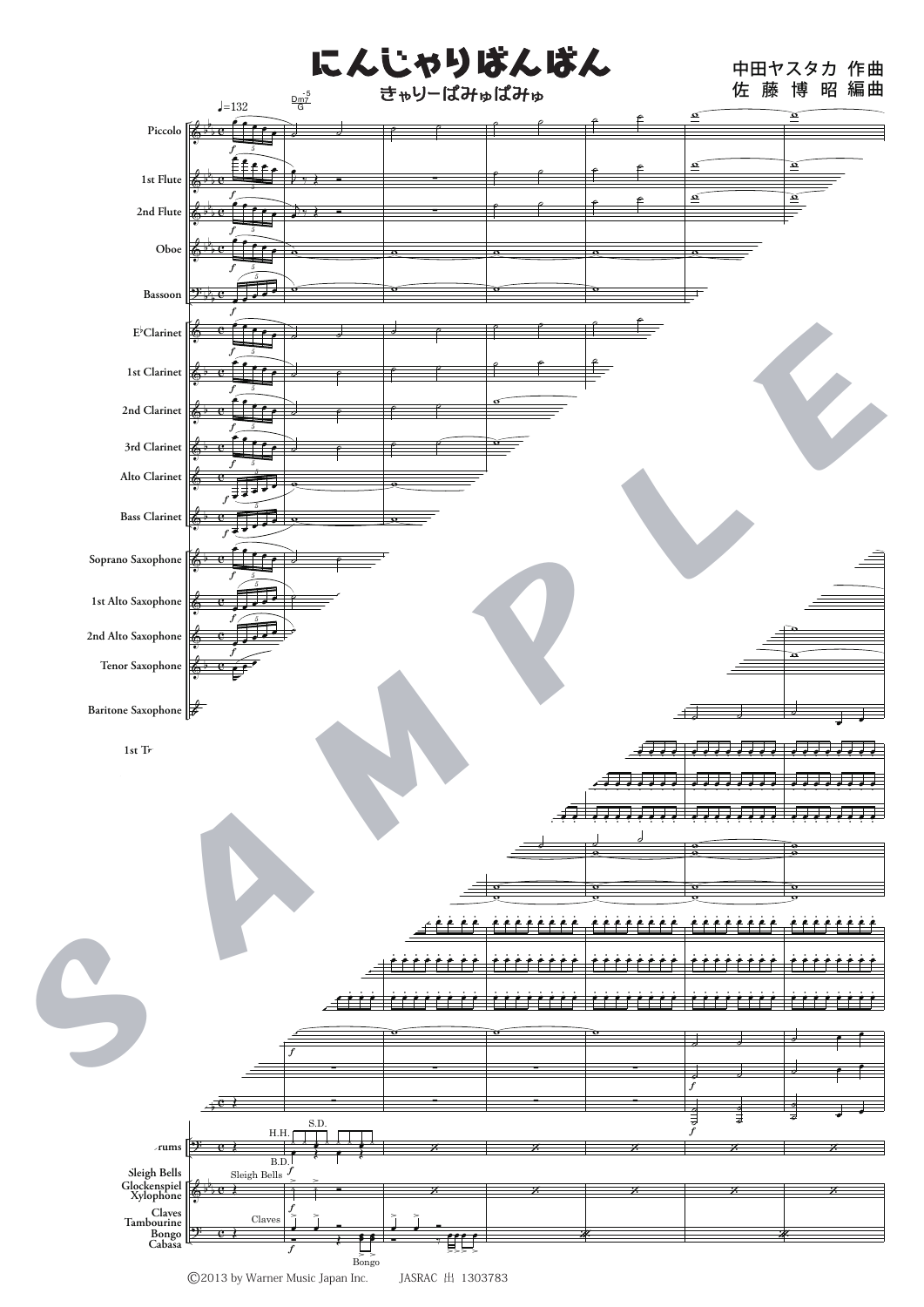# にんじゃりばんばん

## きゃりーぱみゅぱみゅ

中田ヤスタカ 作曲
佐 藤 博 昭 編曲

©2013 by Warner Music Japan Inc.　　JASRAC 出 1303783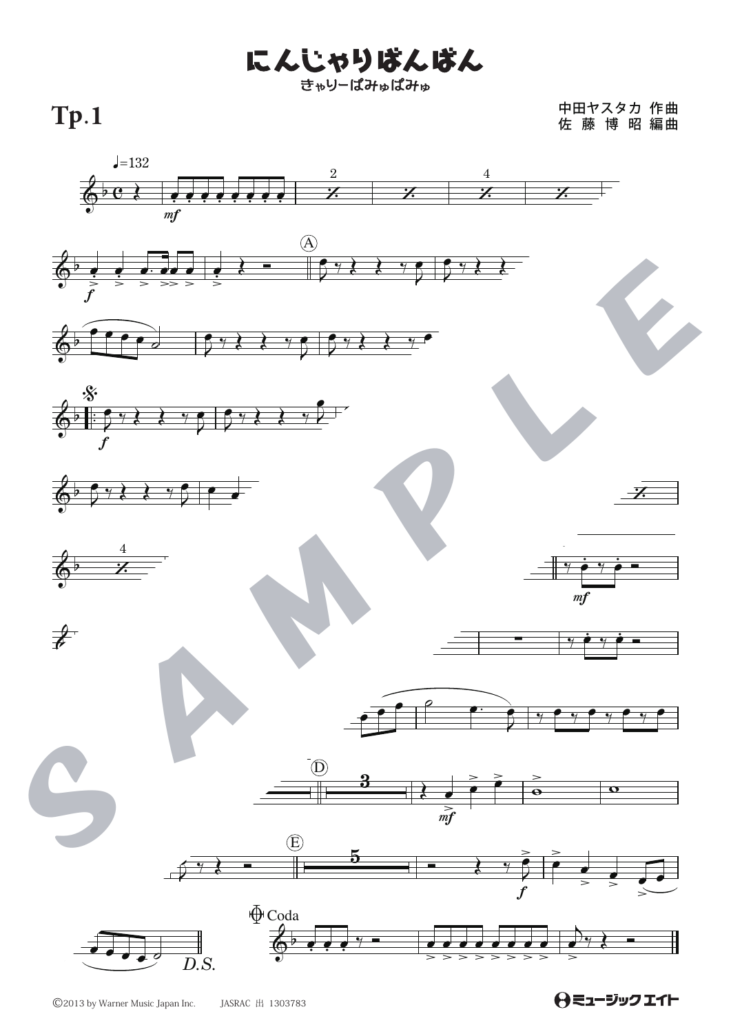# にんじゃりばんばん

きゃりーぱみゅぱみゅ

**Tp.1**

中田ヤスタカ 作曲
佐 藤 博 昭 編曲

©2013 by Warner Music Japan Inc.　　JASRAC 出 1303783